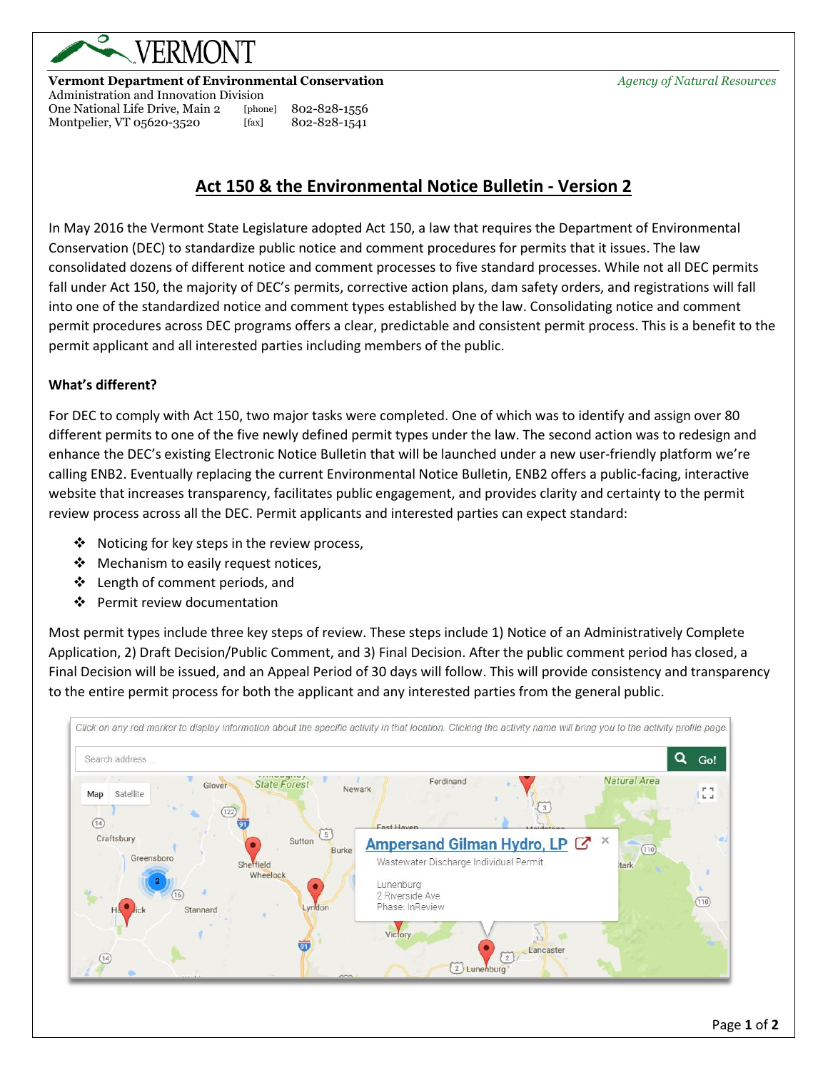VERMONT

**Vermont Department of Environmental Conservation**
Administration and Innovation Division
One National Life Drive, Main 2 [phone] 802-828-1556
Montpelier, VT 05620-3520 [fax] 802-828-1541

*Agency of Natural Resources*

# Act 150 & the Environmental Notice Bulletin - Version 2

In May 2016 the Vermont State Legislature adopted Act 150, a law that requires the Department of Environmental Conservation (DEC) to standardize public notice and comment procedures for permits that it issues. The law consolidated dozens of different notice and comment processes to five standard processes. While not all DEC permits fall under Act 150, the majority of DEC's permits, corrective action plans, dam safety orders, and registrations will fall into one of the standardized notice and comment types established by the law. Consolidating notice and comment permit procedures across DEC programs offers a clear, predictable and consistent permit process. This is a benefit to the permit applicant and all interested parties including members of the public.

### What's different?

For DEC to comply with Act 150, two major tasks were completed. One of which was to identify and assign over 80 different permits to one of the five newly defined permit types under the law. The second action was to redesign and enhance the DEC's existing Electronic Notice Bulletin that will be launched under a new user-friendly platform we're calling ENB2. Eventually replacing the current Environmental Notice Bulletin, ENB2 offers a public-facing, interactive website that increases transparency, facilitates public engagement, and provides clarity and certainty to the permit review process across all the DEC. Permit applicants and interested parties can expect standard:

- Noticing for key steps in the review process,
- Mechanism to easily request notices,
- Length of comment periods, and
- Permit review documentation

Most permit types include three key steps of review. These steps include 1) Notice of an Administratively Complete Application, 2) Draft Decision/Public Comment, and 3) Final Decision. After the public comment period has closed, a Final Decision will be issued, and an Appeal Period of 30 days will follow. This will provide consistency and transparency to the entire permit process for both the applicant and any interested parties from the general public.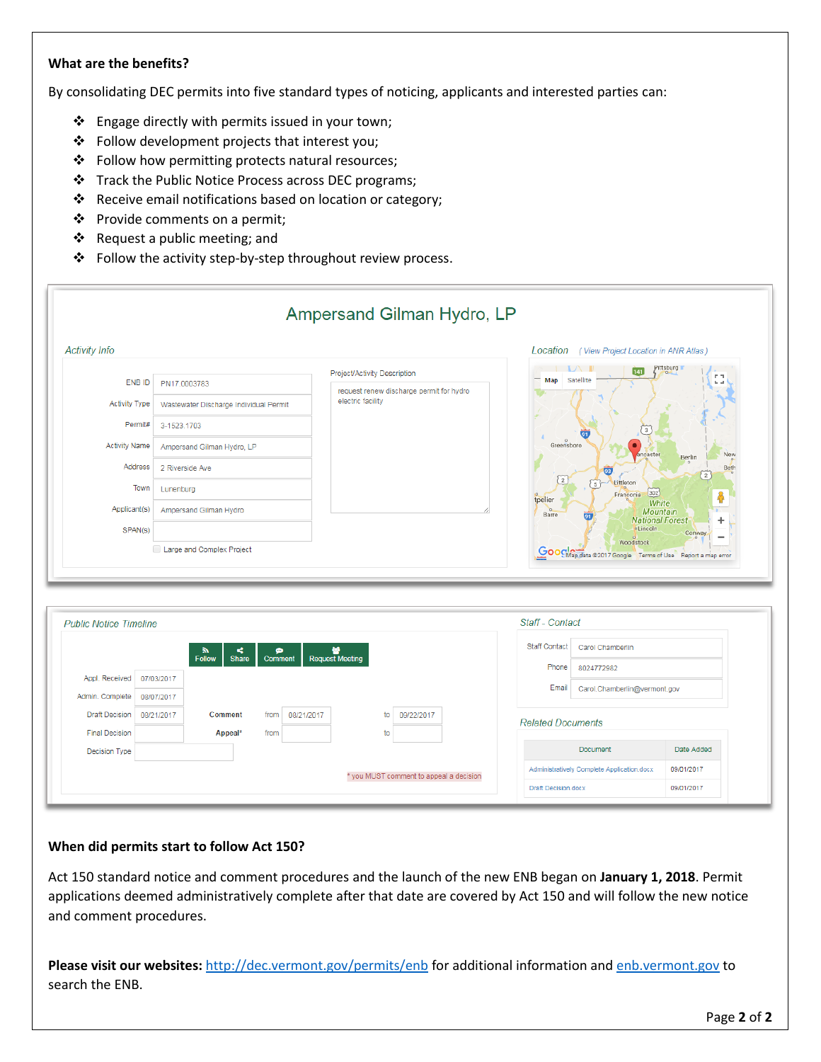**What are the benefits?**

By consolidating DEC permits into five standard types of noticing, applicants and interested parties can:

- Engage directly with permits issued in your town;
- Follow development projects that interest you;
- Follow how permitting protects natural resources;
- Track the Public Notice Process across DEC programs;
- Receive email notifications based on location or category;
- Provide comments on a permit;
- Request a public meeting; and
- Follow the activity step-by-step throughout review process.

Ampersand Gilman Hydro, LP

*Activity Info*

| | |
|---|---|
| ENB ID | PN17.0003783 |
| Activity Type | Wastewater Discharge Individual Permit |
| Permit# | 3-1523.1703 |
| Activity Name | Ampersand Gilman Hydro, LP |
| Address | 2 Riverside Ave |
| Town | Lunenburg |
| Applicant(s) | Ampersand Gilman Hydro |
| SPAN(S) | |

Large and Complex Project

Project/Activity Description

request renew discharge permit for hydro electric facility

*Location* ( View Project Location in ANR Atlas )

*Public Notice Timeline*

Follow Share Comment Request Meeting

| | | | | | | |
|---|---|---|---|---|---|---|
| Appl. Received | 07/03/2017 | | | | | |
| Admin. Complete | 08/07/2017 | | | | | |
| Draft Decision | 08/21/2017 | Comment | from | 08/21/2017 | to | 09/22/2017 |
| Final Decision | | Appeal* | from | | to | |
| Decision Type | | | | | | |

* you MUST comment to appeal a decision

*Staff - Contact*

| | |
|---|---|
| Staff Contact | Carol Chamberlin |
| Phone | 8024772982 |
| Email | Carol.Chamberlin@vermont.gov |

*Related Documents*

| Document | Date Added |
|---|---|
| Administratively Complete Application.docx | 09/01/2017 |
| Draft Decision.docx | 09/01/2017 |

**When did permits start to follow Act 150?**

Act 150 standard notice and comment procedures and the launch of the new ENB began on **January 1, 2018**. Permit applications deemed administratively complete after that date are covered by Act 150 and will follow the new notice and comment procedures.

**Please visit our websites:** http://dec.vermont.gov/permits/enb for additional information and enb.vermont.gov to search the ENB.